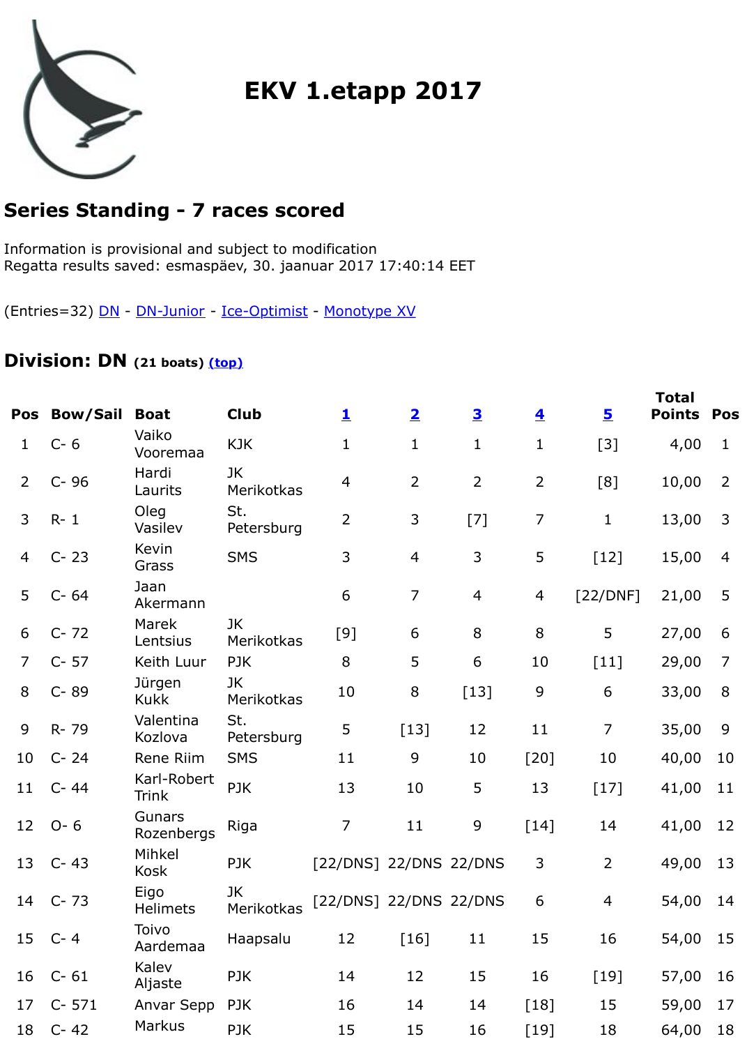# EKV 1.etapp 2017

## Series Standing - 7 races scored

Information is provisional and subject to modification
Regatta results saved: esmaspäev, 30. jaanuar 2017 17:40:14 EET

(Entries=32) DN - DN-Junior - Ice-Optimist - Monotype XV

### Division: DN (21 boats) (top)

| Pos | Bow/Sail | Boat | Club | 1 | 2 | 3 | 4 | 5 | Total Points | Pos |
|---|---|---|---|---|---|---|---|---|---|---|
| 1 | C- 6 | Vaiko Vooremaa | KJK | 1 | 1 | 1 | 1 | [3] | 4,00 | 1 |
| 2 | C- 96 | Hardi Laurits | JK Merikotkas | 4 | 2 | 2 | 2 | [8] | 10,00 | 2 |
| 3 | R- 1 | Oleg Vasilev | St. Petersburg | 2 | 3 | [7] | 7 | 1 | 13,00 | 3 |
| 4 | C- 23 | Kevin Grass | SMS | 3 | 4 | 3 | 5 | [12] | 15,00 | 4 |
| 5 | C- 64 | Jaan Akermann | | 6 | 7 | 4 | 4 | [22/DNF] | 21,00 | 5 |
| 6 | C- 72 | Marek Lentsius | JK Merikotkas | [9] | 6 | 8 | 8 | 5 | 27,00 | 6 |
| 7 | C- 57 | Keith Luur | PJK | 8 | 5 | 6 | 10 | [11] | 29,00 | 7 |
| 8 | C- 89 | Jürgen Kukk | JK Merikotkas | 10 | 8 | [13] | 9 | 6 | 33,00 | 8 |
| 9 | R- 79 | Valentina Kozlova | St. Petersburg | 5 | [13] | 12 | 11 | 7 | 35,00 | 9 |
| 10 | C- 24 | Rene Riim | SMS | 11 | 9 | 10 | [20] | 10 | 40,00 | 10 |
| 11 | C- 44 | Karl-Robert Trink | PJK | 13 | 10 | 5 | 13 | [17] | 41,00 | 11 |
| 12 | O- 6 | Gunars Rozenbergs | Riga | 7 | 11 | 9 | [14] | 14 | 41,00 | 12 |
| 13 | C- 43 | Mihkel Kosk | PJK | [22/DNS] | 22/DNS | 22/DNS | 3 | 2 | 49,00 | 13 |
| 14 | C- 73 | Eigo Helimets | JK Merikotkas | [22/DNS] | 22/DNS | 22/DNS | 6 | 4 | 54,00 | 14 |
| 15 | C- 4 | Toivo Aardemaa | Haapsalu | 12 | [16] | 11 | 15 | 16 | 54,00 | 15 |
| 16 | C- 61 | Kalev Aljaste | PJK | 14 | 12 | 15 | 16 | [19] | 57,00 | 16 |
| 17 | C- 571 | Anvar Sepp | PJK | 16 | 14 | 14 | [18] | 15 | 59,00 | 17 |
| 18 | C- 42 | Markus | PJK | 15 | 15 | 16 | [19] | 18 | 64,00 | 18 |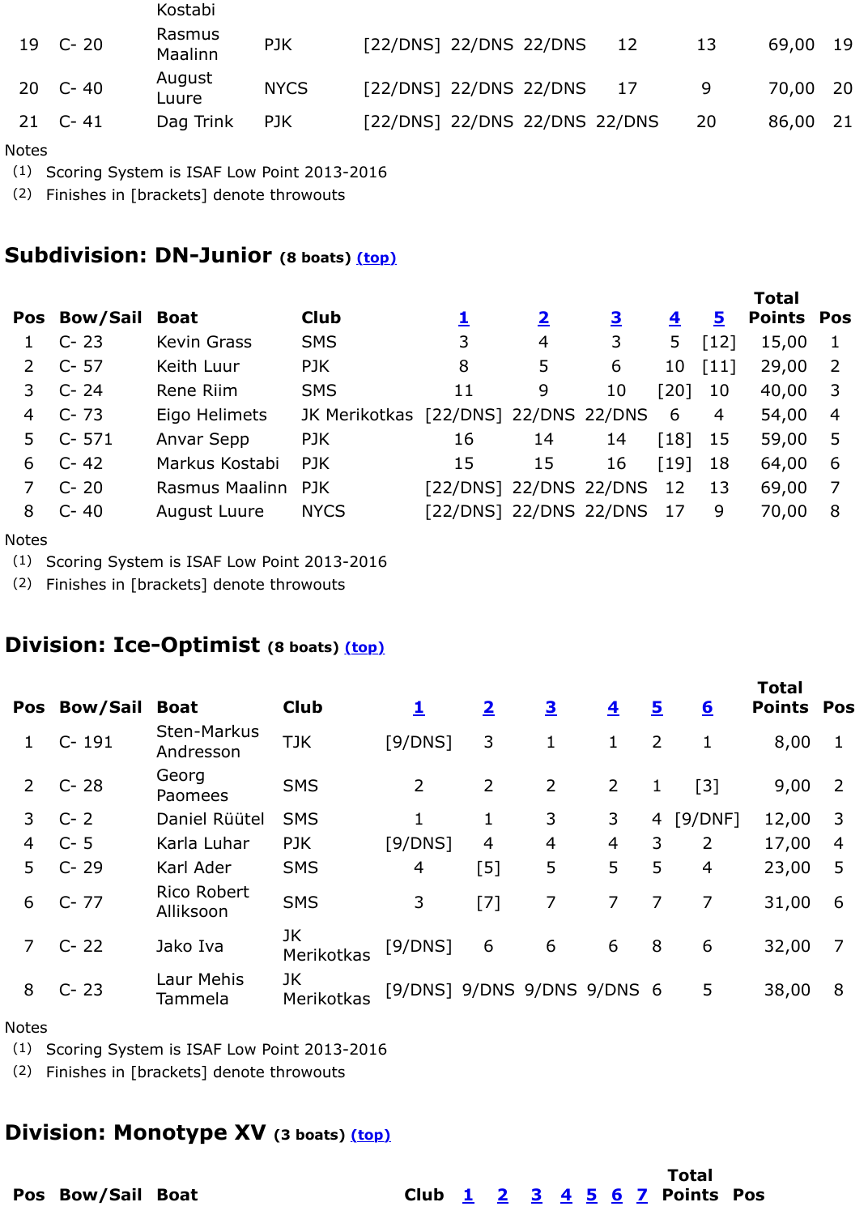| Pos | Bow/Sail | Boat | Club | 1 | 2 | 3 | 4 | 5 | Total Points | Pos |
|---|---|---|---|---|---|---|---|---|---|---|
| | | Kostabi | | | | | | | | |
| 19 | C- 20 | Rasmus Maalinn | PJK | [22/DNS] | 22/DNS | 22/DNS | 12 | 13 | 69,00 | 19 |
| 20 | C- 40 | August Luure | NYCS | [22/DNS] | 22/DNS | 22/DNS | 17 | 9 | 70,00 | 20 |
| 21 | C- 41 | Dag Trink | PJK | [22/DNS] | 22/DNS | 22/DNS | 22/DNS | 20 | 86,00 | 21 |

Notes
(1) Scoring System is ISAF Low Point 2013-2016
(2) Finishes in [brackets] denote throwouts

## Subdivision: DN-Junior (8 boats) (top)

| Pos | Bow/Sail | Boat | Club | 1 | 2 | 3 | 4 | 5 | Total Points | Pos |
|---|---|---|---|---|---|---|---|---|---|---|
| 1 | C- 23 | Kevin Grass | SMS | 3 | 4 | 3 | 5 | [12] | 15,00 | 1 |
| 2 | C- 57 | Keith Luur | PJK | 8 | 5 | 6 | 10 | [11] | 29,00 | 2 |
| 3 | C- 24 | Rene Riim | SMS | 11 | 9 | 10 | [20] | 10 | 40,00 | 3 |
| 4 | C- 73 | Eigo Helimets | JK Merikotkas | [22/DNS] | 22/DNS | 22/DNS | 6 | 4 | 54,00 | 4 |
| 5 | C- 571 | Anvar Sepp | PJK | 16 | 14 | 14 | [18] | 15 | 59,00 | 5 |
| 6 | C- 42 | Markus Kostabi | PJK | 15 | 15 | 16 | [19] | 18 | 64,00 | 6 |
| 7 | C- 20 | Rasmus Maalinn | PJK | [22/DNS] | 22/DNS | 22/DNS | 12 | 13 | 69,00 | 7 |
| 8 | C- 40 | August Luure | NYCS | [22/DNS] | 22/DNS | 22/DNS | 17 | 9 | 70,00 | 8 |

Notes
(1) Scoring System is ISAF Low Point 2013-2016
(2) Finishes in [brackets] denote throwouts

## Division: Ice-Optimist (8 boats) (top)

| Pos | Bow/Sail | Boat | Club | 1 | 2 | 3 | 4 | 5 | 6 | Total Points | Pos |
|---|---|---|---|---|---|---|---|---|---|---|---|
| 1 | C- 191 | Sten-Markus Andresson | TJK | [9/DNS] | 3 | 1 | 1 | 2 | 1 | 8,00 | 1 |
| 2 | C- 28 | Georg Paomees | SMS | 2 | 2 | 2 | 2 | 1 | [3] | 9,00 | 2 |
| 3 | C- 2 | Daniel Rüütel | SMS | 1 | 1 | 3 | 3 | 4 | [9/DNF] | 12,00 | 3 |
| 4 | C- 5 | Karla Luhar | PJK | [9/DNS] | 4 | 4 | 4 | 3 | 2 | 17,00 | 4 |
| 5 | C- 29 | Karl Ader | SMS | 4 | [5] | 5 | 5 | 5 | 4 | 23,00 | 5 |
| 6 | C- 77 | Rico Robert Alliksoon | SMS | 3 | [7] | 7 | 7 | 7 | 7 | 31,00 | 6 |
| 7 | C- 22 | Jako Iva | JK Merikotkas | [9/DNS] | 6 | 6 | 6 | 8 | 6 | 32,00 | 7 |
| 8 | C- 23 | Laur Mehis Tammela | JK Merikotkas | [9/DNS] | 9/DNS | 9/DNS | 9/DNS | 6 | 5 | 38,00 | 8 |

Notes
(1) Scoring System is ISAF Low Point 2013-2016
(2) Finishes in [brackets] denote throwouts

## Division: Monotype XV (3 boats) (top)

| Pos | Bow/Sail | Boat | Club | 1 | 2 | 3 | 4 | 5 | 6 | 7 | Total Points | Pos |
|---|---|---|---|---|---|---|---|---|---|---|---|---|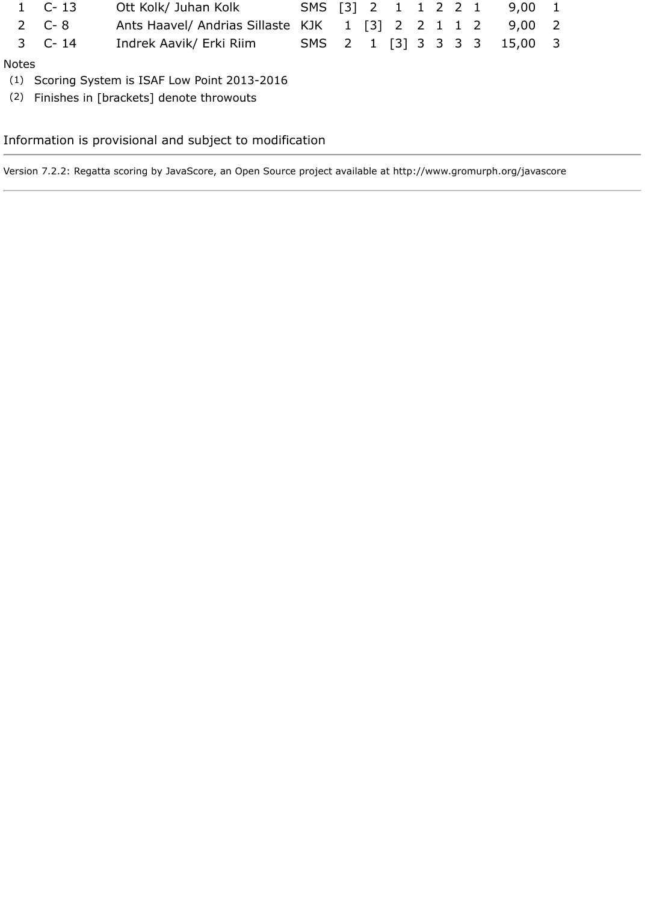| | | | | | | | | | | | | | |
|---|---|---|---|---|---|---|---|---|---|---|---|---|---|
| 1 | C- 13 | Ott Kolk/ Juhan Kolk | SMS | [3] | 2 | 1 | 1 | 2 | 2 | 1 | 9,00 | 1 |
| 2 | C- 8 | Ants Haavel/ Andrias Sillaste | KJK | 1 | [3] | 2 | 2 | 1 | 1 | 2 | 9,00 | 2 |
| 3 | C- 14 | Indrek Aavik/ Erki Riim | SMS | 2 | 1 | [3] | 3 | 3 | 3 | 3 | 15,00 | 3 |

Notes

(1) Scoring System is ISAF Low Point 2013-2016

(2) Finishes in [brackets] denote throwouts

Information is provisional and subject to modification

---

Version 7.2.2: Regatta scoring by JavaScore, an Open Source project available at http://www.gromurph.org/javascore

---